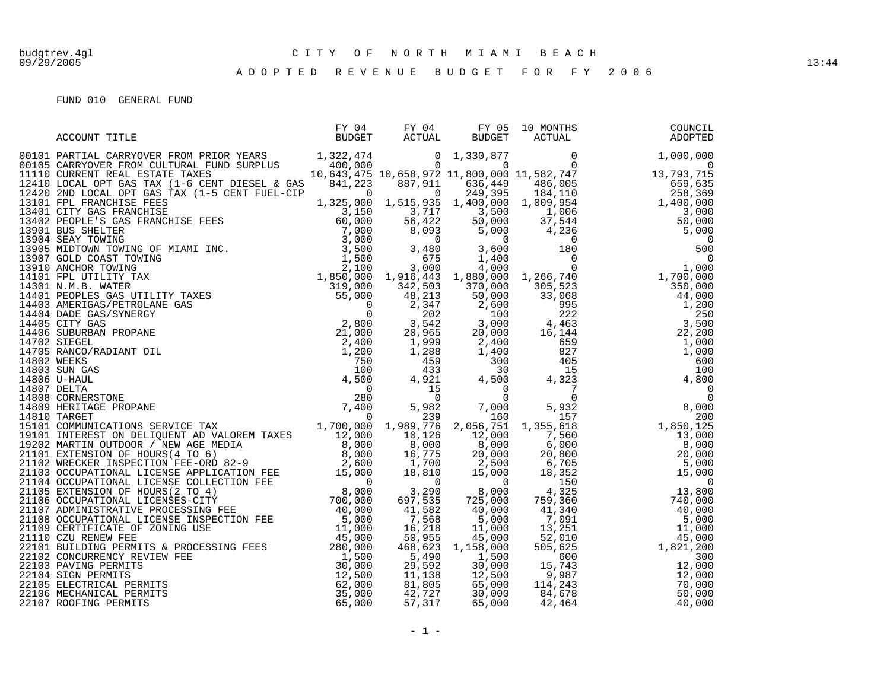# CITY OF NORTH MIAMI BEACH

## ADOPTED REVENUE BUDGET FOR FY 2006

budgtrev.4gl
09/29/2005 13:44

FUND 010 GENERAL FUND

| ACCOUNT TITLE | FY 04 BUDGET | FY 04 ACTUAL | FY 05 BUDGET | 10 MONTHS ACTUAL | COUNCIL ADOPTED |
|---|---|---|---|---|---|
| 00101 PARTIAL CARRYOVER FROM PRIOR YEARS | 1,322,474 | 0 | 1,330,877 | 0 | 1,000,000 |
| 00105 CARRYOVER FROM CULTURAL FUND SURPLUS | 400,000 | 0 | 0 | 0 | 0 |
| 11110 CURRENT REAL ESTATE TAXES | 10,643,475 | 10,658,972 | 11,800,000 | 11,582,747 | 13,793,715 |
| 12410 LOCAL OPT GAS TAX (1-6 CENT DIESEL & GAS | 841,223 | 887,911 | 636,449 | 486,005 | 659,635 |
| 12420 2ND LOCAL OPT GAS TAX (1-5 CENT FUEL-CIP | 0 | 0 | 249,395 | 184,110 | 258,369 |
| 13101 FPL FRANCHISE FEES | 1,325,000 | 1,515,935 | 1,400,000 | 1,009,954 | 1,400,000 |
| 13401 CITY GAS FRANCHISE | 3,150 | 3,717 | 3,500 | 1,006 | 3,000 |
| 13402 PEOPLE'S GAS FRANCHISE FEES | 60,000 | 56,422 | 50,000 | 37,544 | 50,000 |
| 13901 BUS SHELTER | 7,000 | 8,093 | 5,000 | 4,236 | 5,000 |
| 13904 SEAY TOWING | 3,000 | 0 | 0 | 0 | 0 |
| 13905 MIDTOWN TOWING OF MIAMI INC. | 3,500 | 3,480 | 3,600 | 180 | 500 |
| 13907 GOLD COAST TOWING | 1,500 | 675 | 1,400 | 0 | 0 |
| 13910 ANCHOR TOWING | 2,100 | 3,000 | 4,000 | 0 | 1,000 |
| 14101 FPL UTILITY TAX | 1,850,000 | 1,916,443 | 1,880,000 | 1,266,740 | 1,700,000 |
| 14301 N.M.B. WATER | 319,000 | 342,503 | 370,000 | 305,523 | 350,000 |
| 14401 PEOPLES GAS UTILITY TAXES | 55,000 | 48,213 | 50,000 | 33,068 | 44,000 |
| 14403 AMERIGAS/PETROLANE GAS | 0 | 2,347 | 2,600 | 995 | 1,200 |
| 14404 DADE GAS/SYNERGY | 0 | 202 | 100 | 222 | 250 |
| 14405 CITY GAS | 2,800 | 3,542 | 3,000 | 4,463 | 3,500 |
| 14406 SUBURBAN PROPANE | 21,000 | 20,965 | 20,000 | 16,144 | 22,200 |
| 14702 SIEGEL | 2,400 | 1,999 | 2,400 | 659 | 1,000 |
| 14705 RANCO/RADIANT OIL | 1,200 | 1,288 | 1,400 | 827 | 1,000 |
| 14802 WEEKS | 750 | 459 | 300 | 405 | 600 |
| 14803 SUN GAS | 100 | 433 | 30 | 15 | 100 |
| 14806 U-HAUL | 4,500 | 4,921 | 4,500 | 4,323 | 4,800 |
| 14807 DELTA | 0 | 15 | 0 | 7 | 0 |
| 14808 CORNERSTONE | 280 | 0 | 0 | 0 | 0 |
| 14809 HERITAGE PROPANE | 7,400 | 5,982 | 7,000 | 5,932 | 8,000 |
| 14810 TARGET | 0 | 239 | 160 | 157 | 200 |
| 15101 COMMUNICATIONS SERVICE TAX | 1,700,000 | 1,989,776 | 2,056,751 | 1,355,618 | 1,850,125 |
| 19101 INTEREST ON DELIQUENT AD VALOREM TAXES | 12,000 | 10,126 | 12,000 | 7,560 | 13,000 |
| 19202 MARTIN OUTDOOR / NEW AGE MEDIA | 8,000 | 8,000 | 8,000 | 6,000 | 8,000 |
| 21101 EXTENSION OF HOURS(4 TO 6) | 8,000 | 16,775 | 20,000 | 20,800 | 20,000 |
| 21102 WRECKER INSPECTION FEE-ORD 82-9 | 2,600 | 1,700 | 2,500 | 6,705 | 5,000 |
| 21103 OCCUPATIONAL LICENSE APPLICATION FEE | 15,000 | 18,810 | 15,000 | 18,352 | 15,000 |
| 21104 OCCUPATIONAL LICENSE COLLECTION FEE | 0 | 0 | 0 | 150 | 0 |
| 21105 EXTENSION OF HOURS(2 TO 4) | 8,000 | 3,290 | 8,000 | 4,325 | 13,800 |
| 21106 OCCUPATIONAL LICENSES-CITY | 700,000 | 697,535 | 725,000 | 759,360 | 740,000 |
| 21107 ADMINISTRATIVE PROCESSING FEE | 40,000 | 41,582 | 40,000 | 41,340 | 40,000 |
| 21108 OCCUPATIONAL LICENSE INSPECTION FEE | 5,000 | 7,568 | 5,000 | 7,091 | 5,000 |
| 21109 CERTIFICATE OF ZONING USE | 11,000 | 16,218 | 11,000 | 13,251 | 11,000 |
| 21110 CZU RENEW FEE | 45,000 | 50,955 | 45,000 | 52,010 | 45,000 |
| 22101 BUILDING PERMITS & PROCESSING FEES | 280,000 | 468,623 | 1,158,000 | 505,625 | 1,821,200 |
| 22102 CONCURRENCY REVIEW FEE | 1,500 | 5,490 | 1,500 | 600 | 300 |
| 22103 PAVING PERMITS | 30,000 | 29,592 | 30,000 | 15,743 | 12,000 |
| 22104 SIGN PERMITS | 12,500 | 11,138 | 12,500 | 9,987 | 12,000 |
| 22105 ELECTRICAL PERMITS | 62,000 | 81,805 | 65,000 | 114,243 | 70,000 |
| 22106 MECHANICAL PERMITS | 35,000 | 42,727 | 30,000 | 84,678 | 50,000 |
| 22107 ROOFING PERMITS | 65,000 | 57,317 | 65,000 | 42,464 | 40,000 |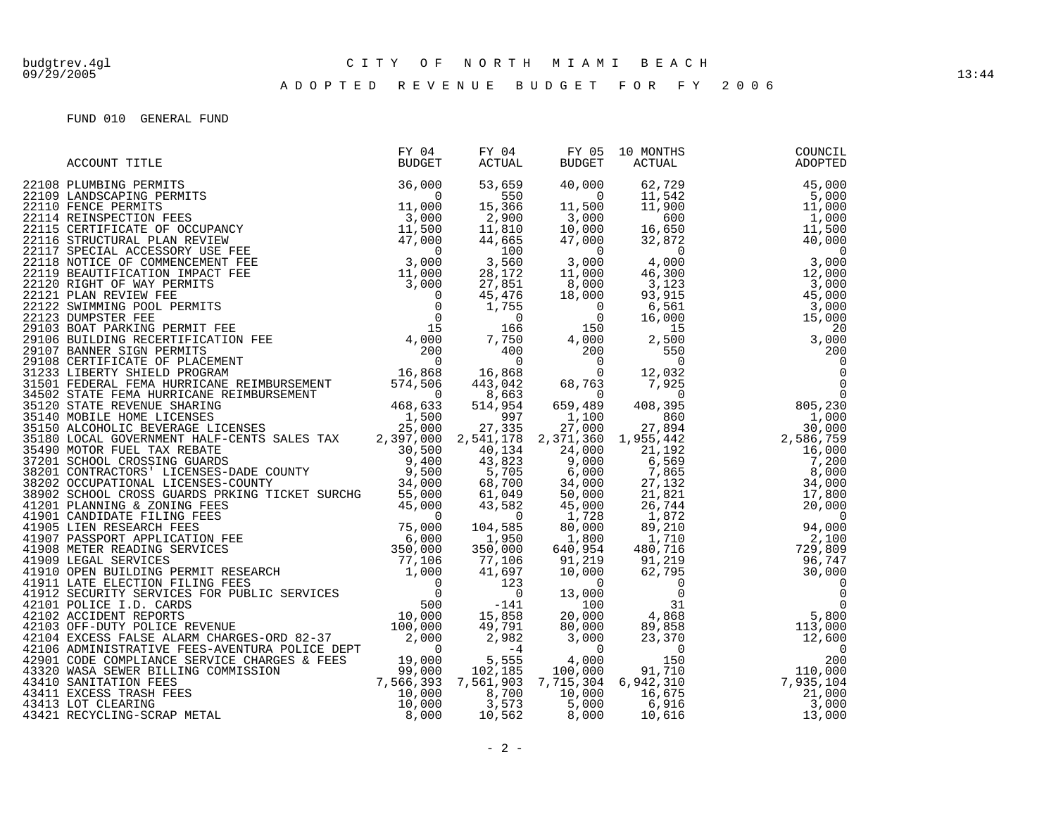budgtrev.4gl 09/29/2005

# CITY OF NORTH MIAMI BEACH

## ADOPTED REVENUE BUDGET FOR FY 2006

FUND 010 GENERAL FUND

| ACCOUNT TITLE | FY 04 BUDGET | FY 04 ACTUAL | FY 05 BUDGET | 10 MONTHS ACTUAL | COUNCIL ADOPTED |
|---|---|---|---|---|---|
| 22108 PLUMBING PERMITS | 36,000 | 53,659 | 40,000 | 62,729 | 45,000 |
| 22109 LANDSCAPING PERMITS | 0 | 550 | 0 | 11,542 | 5,000 |
| 22110 FENCE PERMITS | 11,000 | 15,366 | 11,500 | 11,900 | 11,000 |
| 22114 REINSPECTION FEES | 3,000 | 2,900 | 3,000 | 600 | 1,000 |
| 22115 CERTIFICATE OF OCCUPANCY | 11,500 | 11,810 | 10,000 | 16,650 | 11,500 |
| 22116 STRUCTURAL PLAN REVIEW | 47,000 | 44,665 | 47,000 | 32,872 | 40,000 |
| 22117 SPECIAL ACCESSORY USE FEE | 0 | 100 | 0 | 0 | 0 |
| 22118 NOTICE OF COMMENCEMENT FEE | 3,000 | 3,560 | 3,000 | 4,000 | 3,000 |
| 22119 BEAUTIFICATION IMPACT FEE | 11,000 | 28,172 | 11,000 | 46,300 | 12,000 |
| 22120 RIGHT OF WAY PERMITS | 3,000 | 27,851 | 8,000 | 3,123 | 3,000 |
| 22121 PLAN REVIEW FEE | 0 | 45,476 | 18,000 | 93,915 | 45,000 |
| 22122 SWIMMING POOL PERMITS | 0 | 1,755 | 0 | 6,561 | 3,000 |
| 22123 DUMPSTER FEE | 0 | 0 | 0 | 16,000 | 15,000 |
| 29103 BOAT PARKING PERMIT FEE | 15 | 166 | 150 | 15 | 20 |
| 29106 BUILDING RECERTIFICATION FEE | 4,000 | 7,750 | 4,000 | 2,500 | 3,000 |
| 29107 BANNER SIGN PERMITS | 200 | 400 | 200 | 550 | 200 |
| 29108 CERTIFICATE OF PLACEMENT | 0 | 0 | 0 | 0 | 0 |
| 31233 LIBERTY SHIELD PROGRAM | 16,868 | 16,868 | 0 | 12,032 | 0 |
| 31501 FEDERAL FEMA HURRICANE REIMBURSEMENT | 574,506 | 443,042 | 68,763 | 7,925 | 0 |
| 34502 STATE FEMA HURRICANE REIMBURSEMENT | 0 | 8,663 | 0 | 0 | 0 |
| 35120 STATE REVENUE SHARING | 468,633 | 514,954 | 659,489 | 408,395 | 805,230 |
| 35140 MOBILE HOME LICENSES | 1,500 | 997 | 1,100 | 860 | 1,000 |
| 35150 ALCOHOLIC BEVERAGE LICENSES | 25,000 | 27,335 | 27,000 | 27,894 | 30,000 |
| 35180 LOCAL GOVERNMENT HALF-CENTS SALES TAX | 2,397,000 | 2,541,178 | 2,371,360 | 1,955,442 | 2,586,759 |
| 35490 MOTOR FUEL TAX REBATE | 30,500 | 40,134 | 24,000 | 21,192 | 16,000 |
| 37201 SCHOOL CROSSING GUARDS | 9,400 | 43,823 | 9,000 | 6,569 | 7,200 |
| 38201 CONTRACTORS' LICENSES-DADE COUNTY | 9,500 | 5,705 | 6,000 | 7,865 | 8,000 |
| 38202 OCCUPATIONAL LICENSES-COUNTY | 34,000 | 68,700 | 34,000 | 27,132 | 34,000 |
| 38902 SCHOOL CROSS GUARDS PRKING TICKET SURCHG | 55,000 | 61,049 | 50,000 | 21,821 | 17,800 |
| 41201 PLANNING & ZONING FEES | 45,000 | 43,582 | 45,000 | 26,744 | 20,000 |
| 41901 CANDIDATE FILING FEES | 0 | 0 | 1,728 | 1,872 | 0 |
| 41905 LIEN RESEARCH FEES | 75,000 | 104,585 | 80,000 | 89,210 | 94,000 |
| 41907 PASSPORT APPLICATION FEE | 6,000 | 1,950 | 1,800 | 1,710 | 2,100 |
| 41908 METER READING SERVICES | 350,000 | 350,000 | 640,954 | 480,716 | 729,809 |
| 41909 LEGAL SERVICES | 77,106 | 77,106 | 91,219 | 91,219 | 96,747 |
| 41910 OPEN BUILDING PERMIT RESEARCH | 1,000 | 41,697 | 10,000 | 62,795 | 30,000 |
| 41911 LATE ELECTION FILING FEES | 0 | 123 | 0 | 0 | 0 |
| 41912 SECURITY SERVICES FOR PUBLIC SERVICES | 0 | 0 | 13,000 | 0 | 0 |
| 42101 POLICE I.D. CARDS | 500 | -141 | 100 | 31 | 0 |
| 42102 ACCIDENT REPORTS | 10,000 | 15,858 | 20,000 | 4,868 | 5,800 |
| 42103 OFF-DUTY POLICE REVENUE | 100,000 | 49,791 | 80,000 | 89,858 | 113,000 |
| 42104 EXCESS FALSE ALARM CHARGES-ORD 82-37 | 2,000 | 2,982 | 3,000 | 23,370 | 12,600 |
| 42106 ADMINISTRATIVE FEES-AVENTURA POLICE DEPT | 0 | -4 | 0 | 0 | 0 |
| 42901 CODE COMPLIANCE SERVICE CHARGES & FEES | 19,000 | 5,555 | 4,000 | 150 | 200 |
| 43320 WASA SEWER BILLING COMMISSION | 99,000 | 102,185 | 100,000 | 91,710 | 110,000 |
| 43410 SANITATION FEES | 7,566,393 | 7,561,903 | 7,715,304 | 6,942,310 | 7,935,104 |
| 43411 EXCESS TRASH FEES | 10,000 | 8,700 | 10,000 | 16,675 | 21,000 |
| 43413 LOT CLEARING | 10,000 | 3,573 | 5,000 | 6,916 | 3,000 |
| 43421 RECYCLING-SCRAP METAL | 8,000 | 10,562 | 8,000 | 10,616 | 13,000 |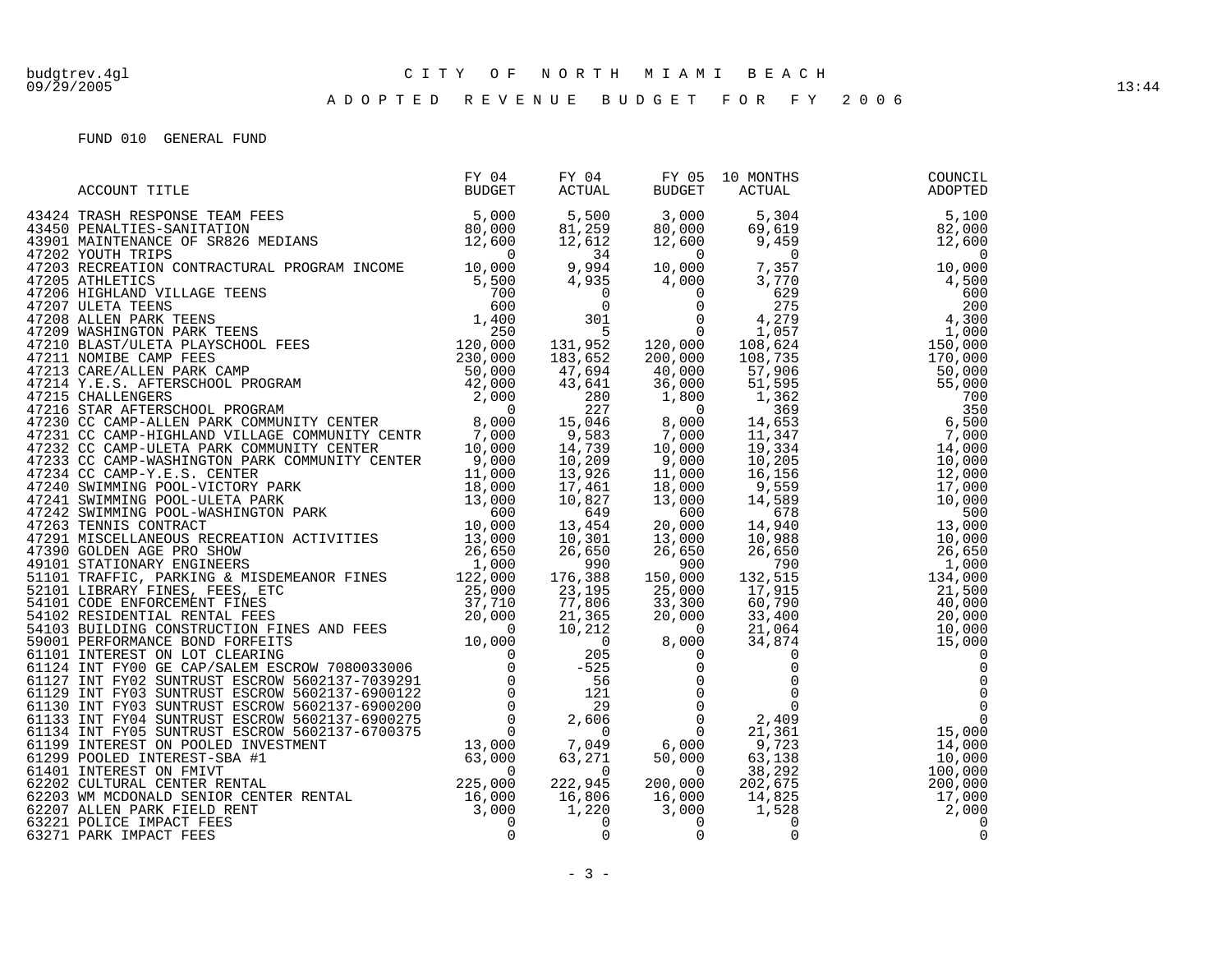budgtrev.4gl
09/29/2005

# CITY OF NORTH MIAMI BEACH

## ADOPTED REVENUE BUDGET FOR FY 2006

13:44

FUND 010 GENERAL FUND

| ACCOUNT TITLE | FY 04 BUDGET | FY 04 ACTUAL | FY 05 BUDGET | 10 MONTHS ACTUAL | COUNCIL ADOPTED |
|---|---|---|---|---|---|
| 43424 TRASH RESPONSE TEAM FEES | 5,000 | 5,500 | 3,000 | 5,304 | 5,100 |
| 43450 PENALTIES-SANITATION | 80,000 | 81,259 | 80,000 | 69,619 | 82,000 |
| 43901 MAINTENANCE OF SR826 MEDIANS | 12,600 | 12,612 | 12,600 | 9,459 | 12,600 |
| 47202 YOUTH TRIPS | 0 | 34 | 0 | 0 | 0 |
| 47203 RECREATION CONTRACTURAL PROGRAM INCOME | 10,000 | 9,994 | 10,000 | 7,357 | 10,000 |
| 47205 ATHLETICS | 5,500 | 4,935 | 4,000 | 3,770 | 4,500 |
| 47206 HIGHLAND VILLAGE TEENS | 700 | 0 | 0 | 629 | 600 |
| 47207 ULETA TEENS | 600 | 0 | 0 | 275 | 200 |
| 47208 ALLEN PARK TEENS | 1,400 | 301 | 0 | 4,279 | 4,300 |
| 47209 WASHINGTON PARK TEENS | 250 | 5 | 0 | 1,057 | 1,000 |
| 47210 BLAST/ULETA PLAYSCHOOL FEES | 120,000 | 131,952 | 120,000 | 108,624 | 150,000 |
| 47211 NOMIBE CAMP FEES | 230,000 | 183,652 | 200,000 | 108,735 | 170,000 |
| 47213 CARE/ALLEN PARK CAMP | 50,000 | 47,694 | 40,000 | 57,906 | 50,000 |
| 47214 Y.E.S. AFTERSCHOOL PROGRAM | 42,000 | 43,641 | 36,000 | 51,595 | 55,000 |
| 47215 CHALLENGERS | 2,000 | 280 | 1,800 | 1,362 | 700 |
| 47216 STAR AFTERSCHOOL PROGRAM | 0 | 227 | 0 | 369 | 350 |
| 47230 CC CAMP-ALLEN PARK COMMUNITY CENTER | 8,000 | 15,046 | 8,000 | 14,653 | 6,500 |
| 47231 CC CAMP-HIGHLAND VILLAGE COMMUNITY CENTR | 7,000 | 9,583 | 7,000 | 11,347 | 7,000 |
| 47232 CC CAMP-ULETA PARK COMMUNITY CENTER | 10,000 | 14,739 | 10,000 | 19,334 | 14,000 |
| 47233 CC CAMP-WASHINGTON PARK COMMUNITY CENTER | 9,000 | 10,209 | 9,000 | 10,205 | 10,000 |
| 47234 CC CAMP-Y.E.S. CENTER | 11,000 | 13,926 | 11,000 | 16,156 | 12,000 |
| 47240 SWIMMING POOL-VICTORY PARK | 18,000 | 17,461 | 18,000 | 9,559 | 17,000 |
| 47241 SWIMMING POOL-ULETA PARK | 13,000 | 10,827 | 13,000 | 14,589 | 10,000 |
| 47242 SWIMMING POOL-WASHINGTON PARK | 600 | 649 | 600 | 678 | 500 |
| 47263 TENNIS CONTRACT | 10,000 | 13,454 | 20,000 | 14,940 | 13,000 |
| 47291 MISCELLANEOUS RECREATION ACTIVITIES | 13,000 | 10,301 | 13,000 | 10,988 | 10,000 |
| 47390 GOLDEN AGE PRO SHOW | 26,650 | 26,650 | 26,650 | 26,650 | 26,650 |
| 49101 STATIONARY ENGINEERS | 1,000 | 990 | 900 | 790 | 1,000 |
| 51101 TRAFFIC, PARKING & MISDEMEANOR FINES | 122,000 | 176,388 | 150,000 | 132,515 | 134,000 |
| 52101 LIBRARY FINES, FEES, ETC | 25,000 | 23,195 | 25,000 | 17,915 | 21,500 |
| 54101 CODE ENFORCEMENT FINES | 37,710 | 77,806 | 33,300 | 60,790 | 40,000 |
| 54102 RESIDENTIAL RENTAL FEES | 20,000 | 21,365 | 20,000 | 33,400 | 20,000 |
| 54103 BUILDING CONSTRUCTION FINES AND FEES | 0 | 10,212 | 0 | 21,064 | 10,000 |
| 59001 PERFORMANCE BOND FORFEITS | 10,000 | 0 | 8,000 | 34,874 | 15,000 |
| 61101 INTEREST ON LOT CLEARING | 0 | 205 | 0 | 0 | 0 |
| 61124 INT FY00 GE CAP/SALEM ESCROW 7080033006 | 0 | -525 | 0 | 0 | 0 |
| 61127 INT FY02 SUNTRUST ESCROW 5602137-7039291 | 0 | 56 | 0 | 0 | 0 |
| 61129 INT FY03 SUNTRUST ESCROW 5602137-6900122 | 0 | 121 | 0 | 0 | 0 |
| 61130 INT FY03 SUNTRUST ESCROW 5602137-6900200 | 0 | 29 | 0 | 0 | 0 |
| 61133 INT FY04 SUNTRUST ESCROW 5602137-6900275 | 0 | 2,606 | 0 | 2,409 | 0 |
| 61134 INT FY05 SUNTRUST ESCROW 5602137-6700375 | 0 | 0 | 0 | 21,361 | 15,000 |
| 61199 INTEREST ON POOLED INVESTMENT | 13,000 | 7,049 | 6,000 | 9,723 | 14,000 |
| 61299 POOLED INTEREST-SBA #1 | 63,000 | 63,271 | 50,000 | 63,138 | 10,000 |
| 61401 INTEREST ON FMIVT | 0 | 0 | 0 | 38,292 | 100,000 |
| 62202 CULTURAL CENTER RENTAL | 225,000 | 222,945 | 200,000 | 202,675 | 200,000 |
| 62203 WM MCDONALD SENIOR CENTER RENTAL | 16,000 | 16,806 | 16,000 | 14,825 | 17,000 |
| 62207 ALLEN PARK FIELD RENT | 3,000 | 1,220 | 3,000 | 1,528 | 2,000 |
| 63221 POLICE IMPACT FEES | 0 | 0 | 0 | 0 | 0 |
| 63271 PARK IMPACT FEES | 0 | 0 | 0 | 0 | 0 |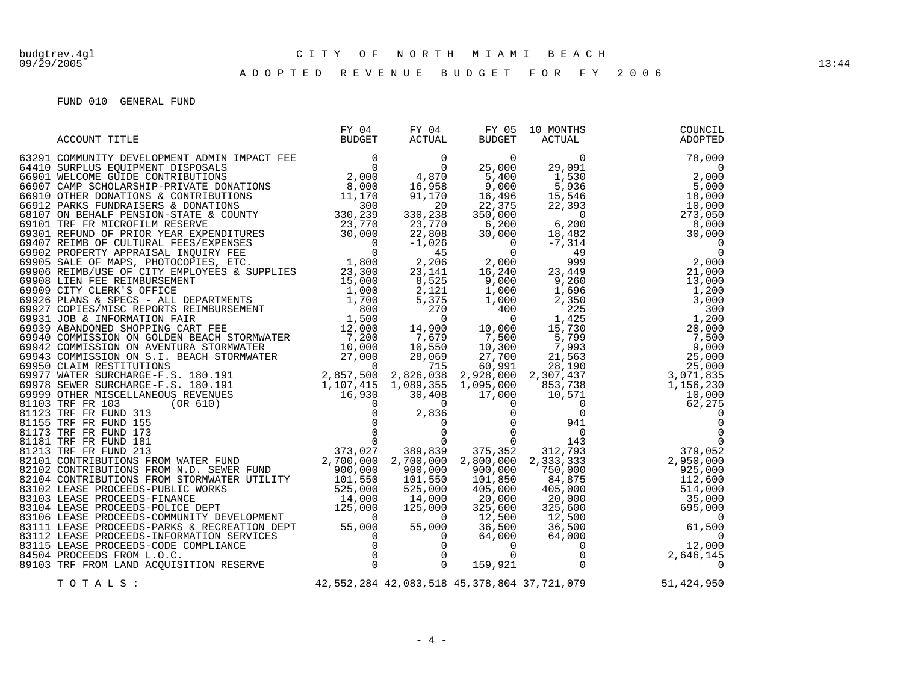budgtrev.4gl
09/29/2005

# CITY OF NORTH MIAMI BEACH

13:44

## ADOPTED REVENUE BUDGET FOR FY 2006

FUND 010 GENERAL FUND

| ACCOUNT TITLE | FY 04 BUDGET | FY 04 ACTUAL | FY 05 BUDGET | 10 MONTHS ACTUAL | COUNCIL ADOPTED |
|---|---|---|---|---|---|
| 63291 COMMUNITY DEVELOPMENT ADMIN IMPACT FEE | 0 | 0 | 0 | 0 | 78,000 |
| 64410 SURPLUS EQUIPMENT DISPOSALS | 0 | 0 | 25,000 | 29,091 | 0 |
| 66901 WELCOME GUIDE CONTRIBUTIONS | 2,000 | 4,870 | 5,400 | 1,530 | 2,000 |
| 66907 CAMP SCHOLARSHIP-PRIVATE DONATIONS | 8,000 | 16,958 | 9,000 | 5,936 | 5,000 |
| 66910 OTHER DONATIONS & CONTRIBUTIONS | 11,170 | 91,170 | 16,496 | 15,546 | 18,000 |
| 66912 PARKS FUNDRAISERS & DONATIONS | 300 | 20 | 22,375 | 22,393 | 10,000 |
| 68107 ON BEHALF PENSION-STATE & COUNTY | 330,239 | 330,238 | 350,000 | 0 | 273,050 |
| 69101 TRF FR MICROFILM RESERVE | 23,770 | 23,770 | 6,200 | 6,200 | 8,000 |
| 69301 REFUND OF PRIOR YEAR EXPENDITURES | 30,000 | 22,808 | 30,000 | 18,482 | 30,000 |
| 69407 REIMB OF CULTURAL FEES/EXPENSES | 0 | -1,026 | 0 | -7,314 | 0 |
| 69902 PROPERTY APPRAISAL INQUIRY FEE | 0 | 45 | 0 | 49 | 0 |
| 69905 SALE OF MAPS, PHOTOCOPIES, ETC. | 1,800 | 2,206 | 2,000 | 999 | 2,000 |
| 69906 REIMB/USE OF CITY EMPLOYEES & SUPPLIES | 23,300 | 23,141 | 16,240 | 23,449 | 21,000 |
| 69908 LIEN FEE REIMBURSEMENT | 15,000 | 8,525 | 9,000 | 9,260 | 13,000 |
| 69909 CITY CLERK'S OFFICE | 1,000 | 2,121 | 1,000 | 1,696 | 1,200 |
| 69926 PLANS & SPECS - ALL DEPARTMENTS | 1,700 | 5,375 | 1,000 | 2,350 | 3,000 |
| 69927 COPIES/MISC REPORTS REIMBURSEMENT | 800 | 270 | 400 | 225 | 300 |
| 69931 JOB & INFORMATION FAIR | 1,500 | 0 | 0 | 1,425 | 1,200 |
| 69939 ABANDONED SHOPPING CART FEE | 12,000 | 14,900 | 10,000 | 15,730 | 20,000 |
| 69940 COMMISSION ON GOLDEN BEACH STORMWATER | 7,200 | 7,679 | 7,500 | 5,799 | 7,500 |
| 69942 COMMISSION ON AVENTURA STORMWATER | 10,000 | 10,550 | 10,300 | 7,993 | 9,000 |
| 69943 COMMISSION ON S.I. BEACH STORMWATER | 27,000 | 28,069 | 27,700 | 21,563 | 25,000 |
| 69950 CLAIM RESTITUTIONS | 0 | 715 | 60,991 | 28,190 | 25,000 |
| 69977 WATER SURCHARGE-F.S. 180.191 | 2,857,500 | 2,826,038 | 2,928,000 | 2,307,437 | 3,071,835 |
| 69978 SEWER SURCHARGE-F.S. 180.191 | 1,107,415 | 1,089,355 | 1,095,000 | 853,738 | 1,156,230 |
| 69999 OTHER MISCELLANEOUS REVENUES | 16,930 | 30,408 | 17,000 | 10,571 | 10,000 |
| 81103 TRF FR 103 (OR 610) | 0 | 0 | 0 | 0 | 62,275 |
| 81123 TRF FR FUND 313 | 0 | 2,836 | 0 | 0 | 0 |
| 81155 TRF FR FUND 155 | 0 | 0 | 0 | 941 | 0 |
| 81173 TRF FR FUND 173 | 0 | 0 | 0 | 0 | 0 |
| 81181 TRF FR FUND 181 | 0 | 0 | 0 | 143 | 0 |
| 81213 TRF FR FUND 213 | 373,027 | 389,839 | 375,352 | 312,793 | 379,052 |
| 82101 CONTRIBUTIONS FROM WATER FUND | 2,700,000 | 2,700,000 | 2,800,000 | 2,333,333 | 2,950,000 |
| 82102 CONTRIBUTIONS FROM N.D. SEWER FUND | 900,000 | 900,000 | 900,000 | 750,000 | 925,000 |
| 82104 CONTRIBUTIONS FROM STORMWATER UTILITY | 101,550 | 101,550 | 101,850 | 84,875 | 112,600 |
| 83102 LEASE PROCEEDS-PUBLIC WORKS | 525,000 | 525,000 | 405,000 | 405,000 | 514,000 |
| 83103 LEASE PROCEEDS-FINANCE | 14,000 | 14,000 | 20,000 | 20,000 | 35,000 |
| 83104 LEASE PROCEEDS-POLICE DEPT | 125,000 | 125,000 | 325,600 | 325,600 | 695,000 |
| 83106 LEASE PROCEEDS-COMMUNITY DEVELOPMENT | 0 | 0 | 12,500 | 12,500 | 0 |
| 83111 LEASE PROCEEDS-PARKS & RECREATION DEPT | 55,000 | 55,000 | 36,500 | 36,500 | 61,500 |
| 83112 LEASE PROCEEDS-INFORMATION SERVICES | 0 | 0 | 64,000 | 64,000 | 0 |
| 83115 LEASE PROCEEDS-CODE COMPLIANCE | 0 | 0 | 0 | 0 | 12,000 |
| 84504 PROCEEDS FROM L.O.C. | 0 | 0 | 0 | 0 | 2,646,145 |
| 89103 TRF FROM LAND ACQUISITION RESERVE | 0 | 0 | 159,921 | 0 | 0 |
| TOTALS: | 42,552,284 | 42,083,518 | 45,378,804 | 37,721,079 | 51,424,950 |